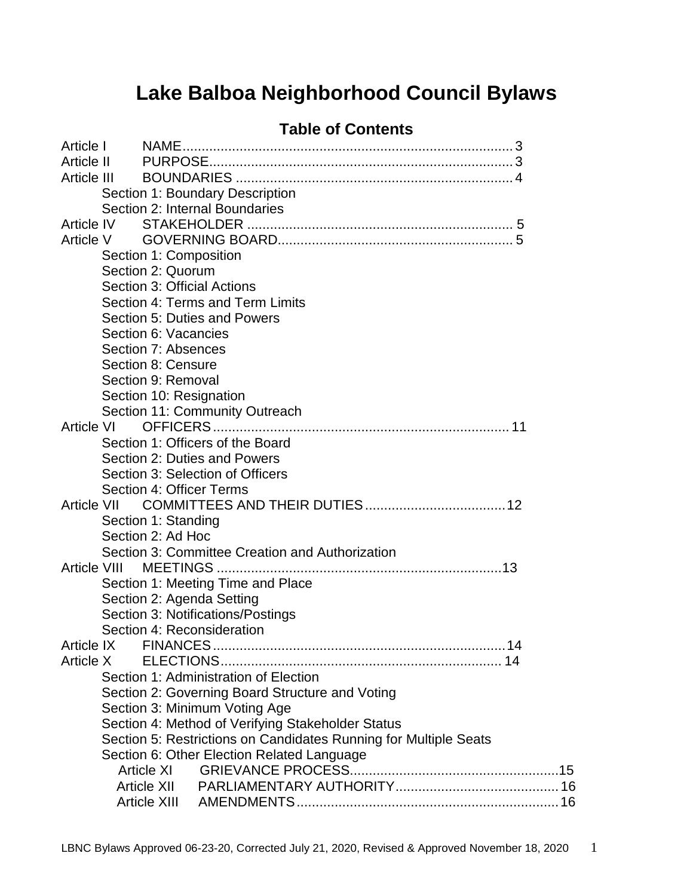# Lake Balboa Neighborhood Council Bylaws

## Table of Contents

Article I NAME....................................................................................... 3
Article II PURPOSE................................................................................ 3
Article III BOUNDARIES ......................................................................... 4
- Section 1: Boundary Description
- Section 2: Internal Boundaries

Article IV STAKEHOLDER ...................................................................... 5
Article V GOVERNING BOARD.............................................................. 5
- Section 1: Composition
- Section 2: Quorum
- Section 3: Official Actions
- Section 4: Terms and Term Limits
- Section 5: Duties and Powers
- Section 6: Vacancies
- Section 7: Absences
- Section 8: Censure
- Section 9: Removal
- Section 10: Resignation
- Section 11: Community Outreach

Article VI OFFICERS.............................................................................. 11
- Section 1: Officers of the Board
- Section 2: Duties and Powers
- Section 3: Selection of Officers
- Section 4: Officer Terms

Article VII COMMITTEES AND THEIR DUTIES..................................... 12
- Section 1: Standing
- Section 2: Ad Hoc
- Section 3: Committee Creation and Authorization

Article VIII MEETINGS ........................................................................... 13
- Section 1: Meeting Time and Place
- Section 2: Agenda Setting
- Section 3: Notifications/Postings
- Section 4: Reconsideration

Article IX FINANCES............................................................................. 14
Article X ELECTIONS.......................................................................... 14
- Section 1: Administration of Election
- Section 2: Governing Board Structure and Voting
- Section 3: Minimum Voting Age
- Section 4: Method of Verifying Stakeholder Status
- Section 5: Restrictions on Candidates Running for Multiple Seats
- Section 6: Other Election Related Language

Article XI GRIEVANCE PROCESS....................................................... 15
Article XII PARLIAMENTARY AUTHORITY........................................... 16
Article XIII AMENDMENTS..................................................................... 16

LBNC Bylaws Approved 06-23-20, Corrected July 21, 2020, Revised & Approved November 18, 2020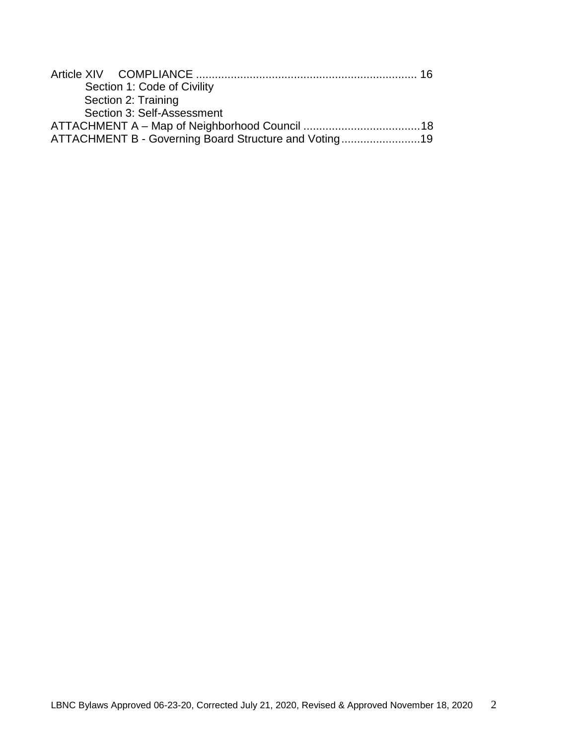Article XIV COMPLIANCE ..................................................................... 16
    Section 1: Code of Civility
    Section 2: Training
    Section 3: Self-Assessment
ATTACHMENT A – Map of Neighborhood Council .....................................18
ATTACHMENT B - Governing Board Structure and Voting.........................19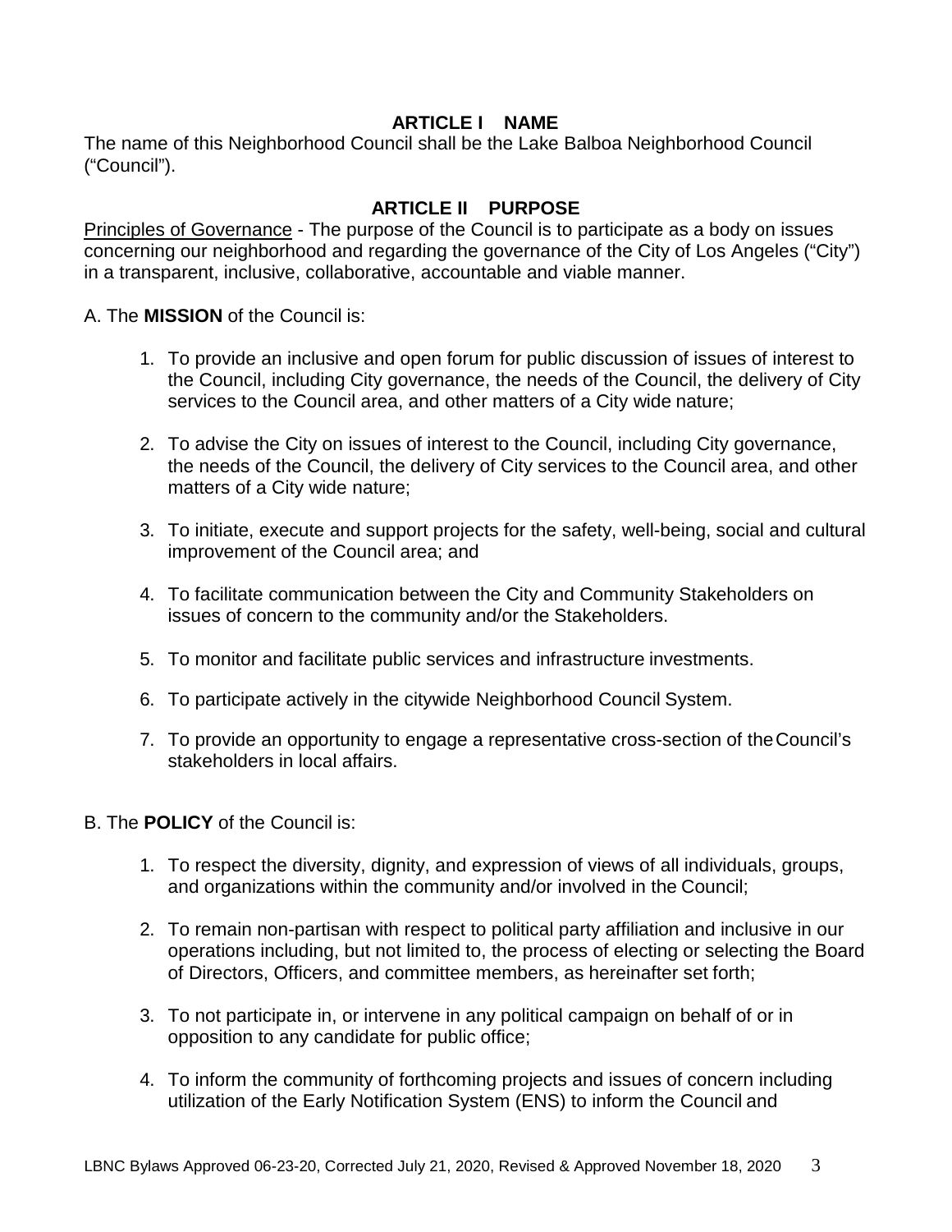## ARTICLE I NAME

The name of this Neighborhood Council shall be the Lake Balboa Neighborhood Council ("Council").

## ARTICLE II PURPOSE

Principles of Governance - The purpose of the Council is to participate as a body on issues concerning our neighborhood and regarding the governance of the City of Los Angeles ("City") in a transparent, inclusive, collaborative, accountable and viable manner.

A. The **MISSION** of the Council is:

1. To provide an inclusive and open forum for public discussion of issues of interest to the Council, including City governance, the needs of the Council, the delivery of City services to the Council area, and other matters of a City wide nature;

2. To advise the City on issues of interest to the Council, including City governance, the needs of the Council, the delivery of City services to the Council area, and other matters of a City wide nature;

3. To initiate, execute and support projects for the safety, well-being, social and cultural improvement of the Council area; and

4. To facilitate communication between the City and Community Stakeholders on issues of concern to the community and/or the Stakeholders.

5. To monitor and facilitate public services and infrastructure investments.

6. To participate actively in the citywide Neighborhood Council System.

7. To provide an opportunity to engage a representative cross-section of the Council's stakeholders in local affairs.

B. The **POLICY** of the Council is:

1. To respect the diversity, dignity, and expression of views of all individuals, groups, and organizations within the community and/or involved in the Council;

2. To remain non-partisan with respect to political party affiliation and inclusive in our operations including, but not limited to, the process of electing or selecting the Board of Directors, Officers, and committee members, as hereinafter set forth;

3. To not participate in, or intervene in any political campaign on behalf of or in opposition to any candidate for public office;

4. To inform the community of forthcoming projects and issues of concern including utilization of the Early Notification System (ENS) to inform the Council and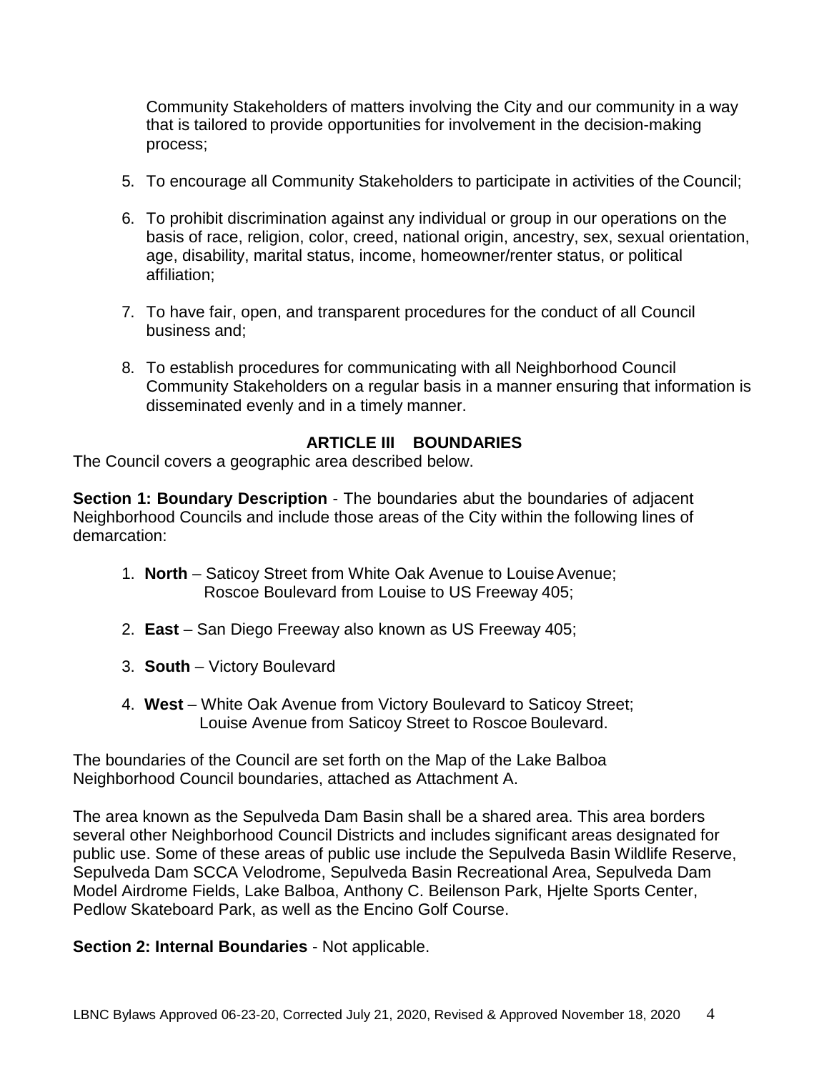Community Stakeholders of matters involving the City and our community in a way that is tailored to provide opportunities for involvement in the decision-making process;

5. To encourage all Community Stakeholders to participate in activities of the Council;

6. To prohibit discrimination against any individual or group in our operations on the basis of race, religion, color, creed, national origin, ancestry, sex, sexual orientation, age, disability, marital status, income, homeowner/renter status, or political affiliation;

7. To have fair, open, and transparent procedures for the conduct of all Council business and;

8. To establish procedures for communicating with all Neighborhood Council Community Stakeholders on a regular basis in a manner ensuring that information is disseminated evenly and in a timely manner.

## ARTICLE III BOUNDARIES

The Council covers a geographic area described below.

**Section 1: Boundary Description** - The boundaries abut the boundaries of adjacent Neighborhood Councils and include those areas of the City within the following lines of demarcation:

1. **North** – Saticoy Street from White Oak Avenue to Louise Avenue;
   Roscoe Boulevard from Louise to US Freeway 405;

2. **East** – San Diego Freeway also known as US Freeway 405;

3. **South** – Victory Boulevard

4. **West** – White Oak Avenue from Victory Boulevard to Saticoy Street;
   Louise Avenue from Saticoy Street to Roscoe Boulevard.

The boundaries of the Council are set forth on the Map of the Lake Balboa Neighborhood Council boundaries, attached as Attachment A.

The area known as the Sepulveda Dam Basin shall be a shared area. This area borders several other Neighborhood Council Districts and includes significant areas designated for public use. Some of these areas of public use include the Sepulveda Basin Wildlife Reserve, Sepulveda Dam SCCA Velodrome, Sepulveda Basin Recreational Area, Sepulveda Dam Model Airdrome Fields, Lake Balboa, Anthony C. Beilenson Park, Hjelte Sports Center, Pedlow Skateboard Park, as well as the Encino Golf Course.

**Section 2: Internal Boundaries** - Not applicable.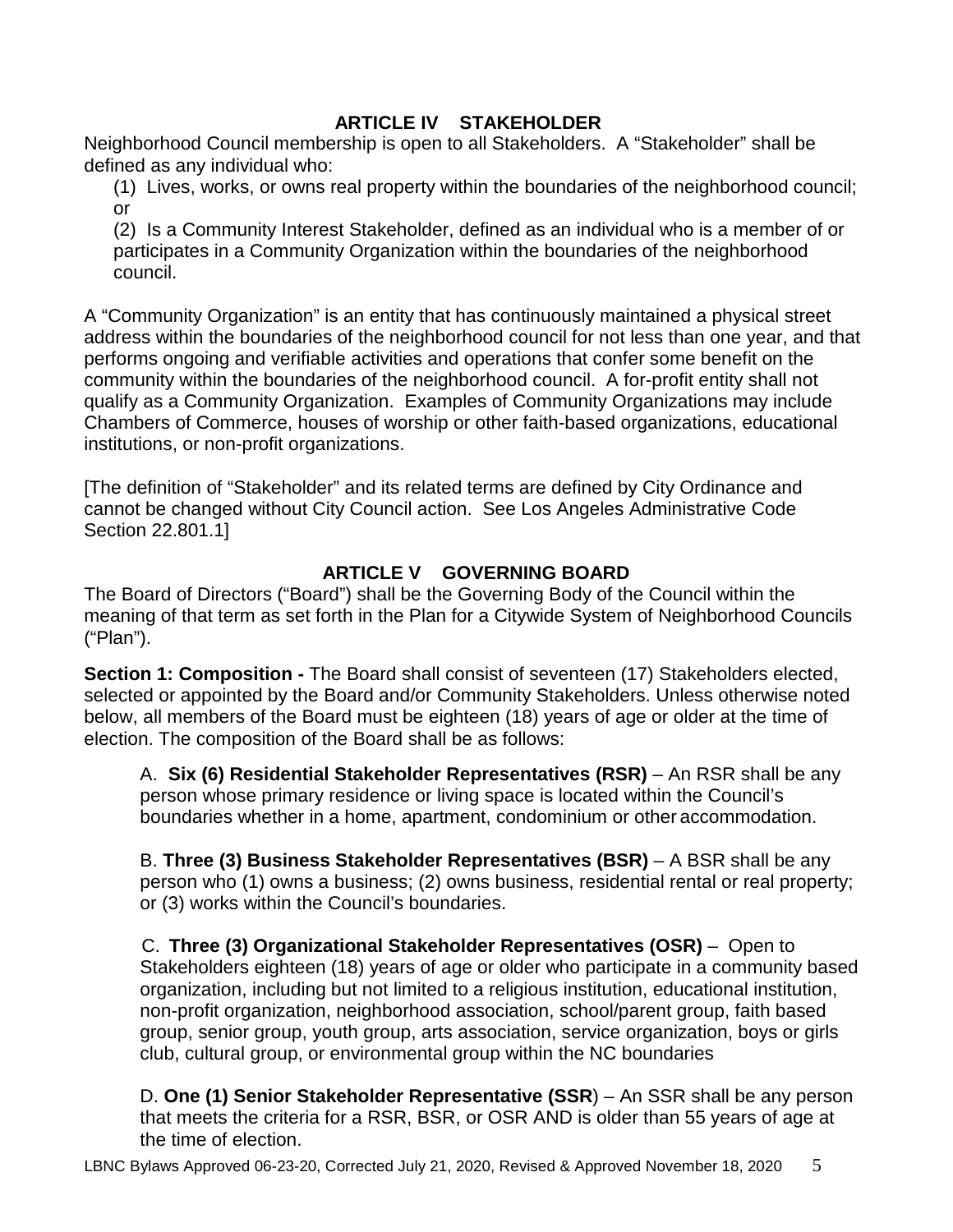## ARTICLE IV STAKEHOLDER

Neighborhood Council membership is open to all Stakeholders. A "Stakeholder" shall be defined as any individual who:

(1) Lives, works, or owns real property within the boundaries of the neighborhood council; or

(2) Is a Community Interest Stakeholder, defined as an individual who is a member of or participates in a Community Organization within the boundaries of the neighborhood council.

A "Community Organization" is an entity that has continuously maintained a physical street address within the boundaries of the neighborhood council for not less than one year, and that performs ongoing and verifiable activities and operations that confer some benefit on the community within the boundaries of the neighborhood council. A for-profit entity shall not qualify as a Community Organization. Examples of Community Organizations may include Chambers of Commerce, houses of worship or other faith-based organizations, educational institutions, or non-profit organizations.

[The definition of "Stakeholder" and its related terms are defined by City Ordinance and cannot be changed without City Council action. See Los Angeles Administrative Code Section 22.801.1]

## ARTICLE V GOVERNING BOARD

The Board of Directors ("Board") shall be the Governing Body of the Council within the meaning of that term as set forth in the Plan for a Citywide System of Neighborhood Councils ("Plan").

**Section 1: Composition -** The Board shall consist of seventeen (17) Stakeholders elected, selected or appointed by the Board and/or Community Stakeholders. Unless otherwise noted below, all members of the Board must be eighteen (18) years of age or older at the time of election. The composition of the Board shall be as follows:

A. **Six (6) Residential Stakeholder Representatives (RSR)** – An RSR shall be any person whose primary residence or living space is located within the Council's boundaries whether in a home, apartment, condominium or other accommodation.

B. **Three (3) Business Stakeholder Representatives (BSR)** – A BSR shall be any person who (1) owns a business; (2) owns business, residential rental or real property; or (3) works within the Council's boundaries.

C. **Three (3) Organizational Stakeholder Representatives (OSR)** – Open to Stakeholders eighteen (18) years of age or older who participate in a community based organization, including but not limited to a religious institution, educational institution, non-profit organization, neighborhood association, school/parent group, faith based group, senior group, youth group, arts association, service organization, boys or girls club, cultural group, or environmental group within the NC boundaries

D. **One (1) Senior Stakeholder Representative (SSR**) – An SSR shall be any person that meets the criteria for a RSR, BSR, or OSR AND is older than 55 years of age at the time of election.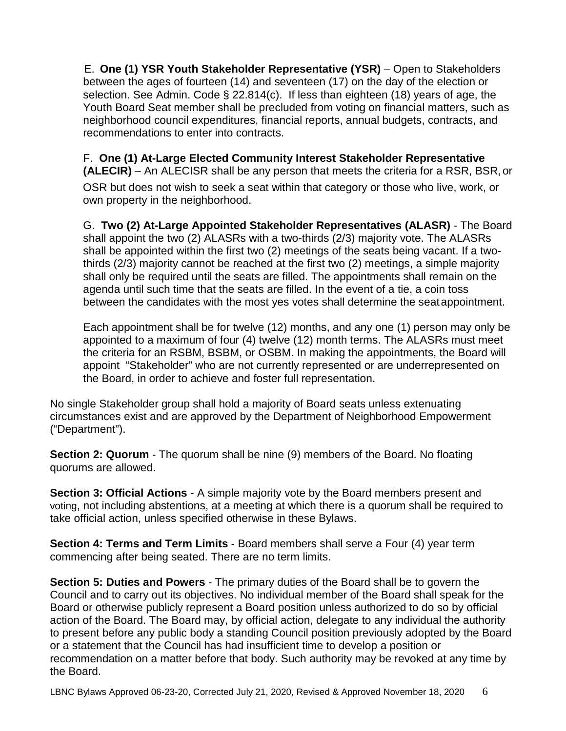E. **One (1) YSR Youth Stakeholder Representative (YSR)** – Open to Stakeholders between the ages of fourteen (14) and seventeen (17) on the day of the election or selection. See Admin. Code § 22.814(c). If less than eighteen (18) years of age, the Youth Board Seat member shall be precluded from voting on financial matters, such as neighborhood council expenditures, financial reports, annual budgets, contracts, and recommendations to enter into contracts.

F. **One (1) At-Large Elected Community Interest Stakeholder Representative (ALECIR)** – An ALECISR shall be any person that meets the criteria for a RSR, BSR, or OSR but does not wish to seek a seat within that category or those who live, work, or own property in the neighborhood.

G. **Two (2) At-Large Appointed Stakeholder Representatives (ALASR)** - The Board shall appoint the two (2) ALASRs with a two-thirds (2/3) majority vote. The ALASRs shall be appointed within the first two (2) meetings of the seats being vacant. If a two-thirds (2/3) majority cannot be reached at the first two (2) meetings, a simple majority shall only be required until the seats are filled. The appointments shall remain on the agenda until such time that the seats are filled. In the event of a tie, a coin toss between the candidates with the most yes votes shall determine the seat appointment.

Each appointment shall be for twelve (12) months, and any one (1) person may only be appointed to a maximum of four (4) twelve (12) month terms. The ALASRs must meet the criteria for an RSBM, BSBM, or OSBM. In making the appointments, the Board will appoint "Stakeholder" who are not currently represented or are underrepresented on the Board, in order to achieve and foster full representation.

No single Stakeholder group shall hold a majority of Board seats unless extenuating circumstances exist and are approved by the Department of Neighborhood Empowerment ("Department").

**Section 2: Quorum** - The quorum shall be nine (9) members of the Board. No floating quorums are allowed.

**Section 3: Official Actions** - A simple majority vote by the Board members present and voting, not including abstentions, at a meeting at which there is a quorum shall be required to take official action, unless specified otherwise in these Bylaws.

**Section 4: Terms and Term Limits** - Board members shall serve a Four (4) year term commencing after being seated. There are no term limits.

**Section 5: Duties and Powers** - The primary duties of the Board shall be to govern the Council and to carry out its objectives. No individual member of the Board shall speak for the Board or otherwise publicly represent a Board position unless authorized to do so by official action of the Board. The Board may, by official action, delegate to any individual the authority to present before any public body a standing Council position previously adopted by the Board or a statement that the Council has had insufficient time to develop a position or recommendation on a matter before that body. Such authority may be revoked at any time by the Board.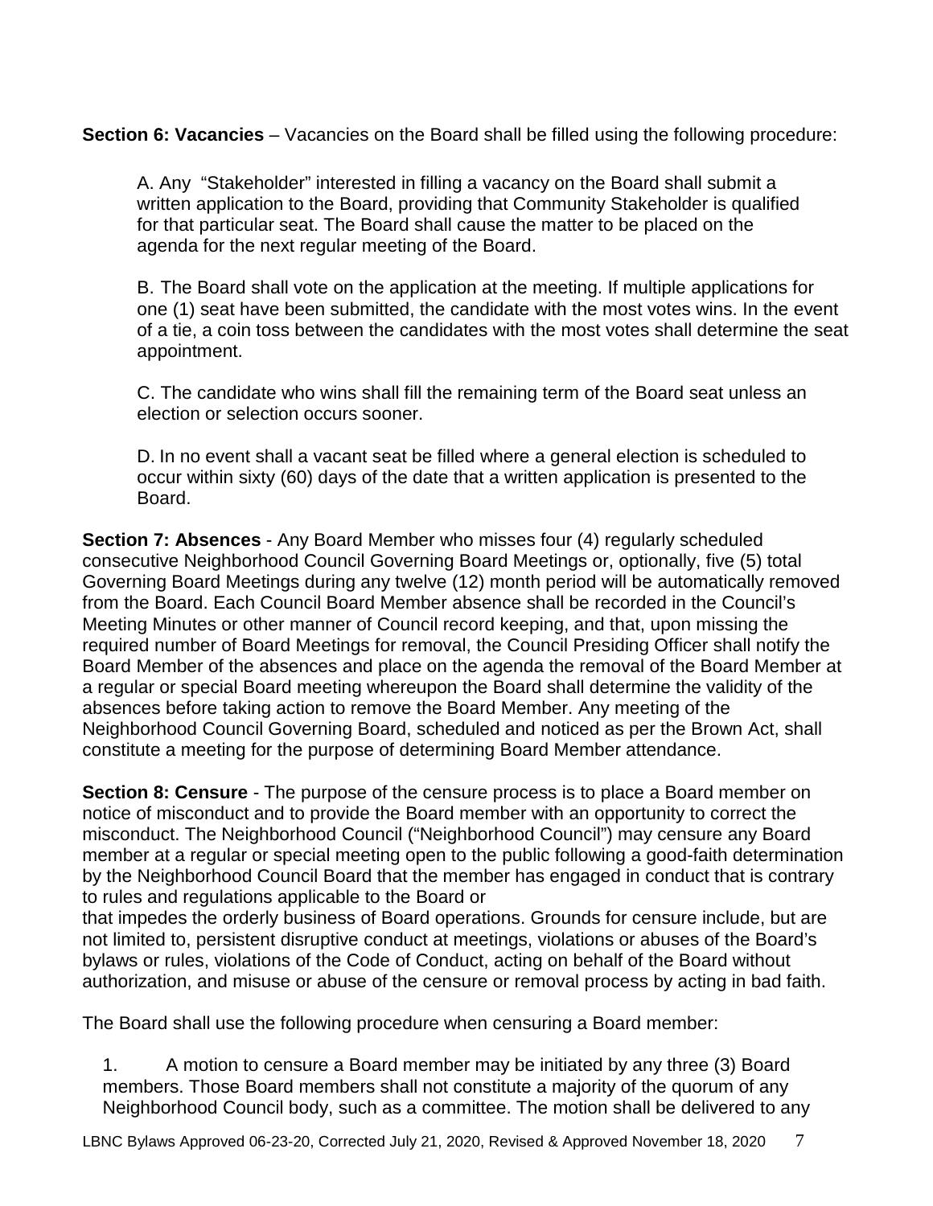**Section 6: Vacancies** – Vacancies on the Board shall be filled using the following procedure:

A. Any "Stakeholder" interested in filling a vacancy on the Board shall submit a written application to the Board, providing that Community Stakeholder is qualified for that particular seat. The Board shall cause the matter to be placed on the agenda for the next regular meeting of the Board.

B. The Board shall vote on the application at the meeting. If multiple applications for one (1) seat have been submitted, the candidate with the most votes wins. In the event of a tie, a coin toss between the candidates with the most votes shall determine the seat appointment.

C. The candidate who wins shall fill the remaining term of the Board seat unless an election or selection occurs sooner.

D. In no event shall a vacant seat be filled where a general election is scheduled to occur within sixty (60) days of the date that a written application is presented to the Board.

**Section 7: Absences** - Any Board Member who misses four (4) regularly scheduled consecutive Neighborhood Council Governing Board Meetings or, optionally, five (5) total Governing Board Meetings during any twelve (12) month period will be automatically removed from the Board. Each Council Board Member absence shall be recorded in the Council's Meeting Minutes or other manner of Council record keeping, and that, upon missing the required number of Board Meetings for removal, the Council Presiding Officer shall notify the Board Member of the absences and place on the agenda the removal of the Board Member at a regular or special Board meeting whereupon the Board shall determine the validity of the absences before taking action to remove the Board Member. Any meeting of the Neighborhood Council Governing Board, scheduled and noticed as per the Brown Act, shall constitute a meeting for the purpose of determining Board Member attendance.

**Section 8: Censure** - The purpose of the censure process is to place a Board member on notice of misconduct and to provide the Board member with an opportunity to correct the misconduct. The Neighborhood Council ("Neighborhood Council") may censure any Board member at a regular or special meeting open to the public following a good-faith determination by the Neighborhood Council Board that the member has engaged in conduct that is contrary to rules and regulations applicable to the Board or that impedes the orderly business of Board operations. Grounds for censure include, but are not limited to, persistent disruptive conduct at meetings, violations or abuses of the Board's bylaws or rules, violations of the Code of Conduct, acting on behalf of the Board without authorization, and misuse or abuse of the censure or removal process by acting in bad faith.

The Board shall use the following procedure when censuring a Board member:

1. A motion to censure a Board member may be initiated by any three (3) Board members. Those Board members shall not constitute a majority of the quorum of any Neighborhood Council body, such as a committee. The motion shall be delivered to any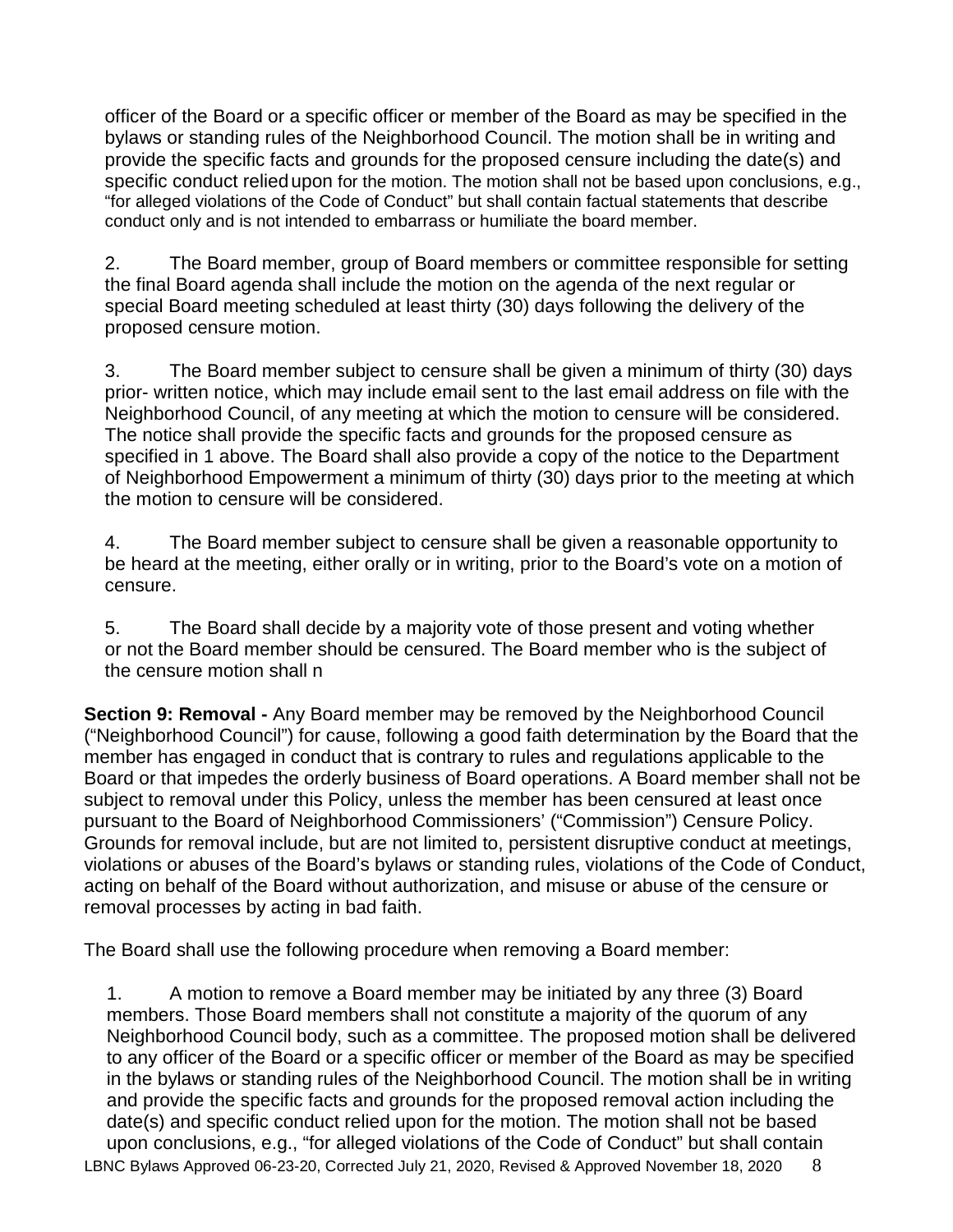officer of the Board or a specific officer or member of the Board as may be specified in the bylaws or standing rules of the Neighborhood Council. The motion shall be in writing and provide the specific facts and grounds for the proposed censure including the date(s) and specific conduct relied upon for the motion. The motion shall not be based upon conclusions, e.g., "for alleged violations of the Code of Conduct" but shall contain factual statements that describe conduct only and is not intended to embarrass or humiliate the board member.

2. The Board member, group of Board members or committee responsible for setting the final Board agenda shall include the motion on the agenda of the next regular or special Board meeting scheduled at least thirty (30) days following the delivery of the proposed censure motion.

3. The Board member subject to censure shall be given a minimum of thirty (30) days prior- written notice, which may include email sent to the last email address on file with the Neighborhood Council, of any meeting at which the motion to censure will be considered. The notice shall provide the specific facts and grounds for the proposed censure as specified in 1 above. The Board shall also provide a copy of the notice to the Department of Neighborhood Empowerment a minimum of thirty (30) days prior to the meeting at which the motion to censure will be considered.

4. The Board member subject to censure shall be given a reasonable opportunity to be heard at the meeting, either orally or in writing, prior to the Board's vote on a motion of censure.

5. The Board shall decide by a majority vote of those present and voting whether or not the Board member should be censured. The Board member who is the subject of the censure motion shall n

**Section 9: Removal -** Any Board member may be removed by the Neighborhood Council ("Neighborhood Council") for cause, following a good faith determination by the Board that the member has engaged in conduct that is contrary to rules and regulations applicable to the Board or that impedes the orderly business of Board operations. A Board member shall not be subject to removal under this Policy, unless the member has been censured at least once pursuant to the Board of Neighborhood Commissioners' ("Commission") Censure Policy. Grounds for removal include, but are not limited to, persistent disruptive conduct at meetings, violations or abuses of the Board's bylaws or standing rules, violations of the Code of Conduct, acting on behalf of the Board without authorization, and misuse or abuse of the censure or removal processes by acting in bad faith.

The Board shall use the following procedure when removing a Board member:

1. A motion to remove a Board member may be initiated by any three (3) Board members. Those Board members shall not constitute a majority of the quorum of any Neighborhood Council body, such as a committee. The proposed motion shall be delivered to any officer of the Board or a specific officer or member of the Board as may be specified in the bylaws or standing rules of the Neighborhood Council. The motion shall be in writing and provide the specific facts and grounds for the proposed removal action including the date(s) and specific conduct relied upon for the motion. The motion shall not be based upon conclusions, e.g., "for alleged violations of the Code of Conduct" but shall contain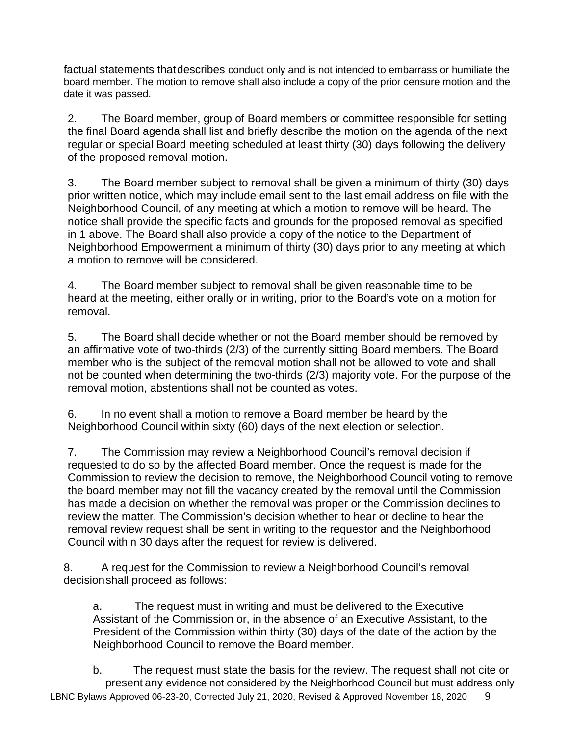factual statements that describes conduct only and is not intended to embarrass or humiliate the board member. The motion to remove shall also include a copy of the prior censure motion and the date it was passed.

2. The Board member, group of Board members or committee responsible for setting the final Board agenda shall list and briefly describe the motion on the agenda of the next regular or special Board meeting scheduled at least thirty (30) days following the delivery of the proposed removal motion.

3. The Board member subject to removal shall be given a minimum of thirty (30) days prior written notice, which may include email sent to the last email address on file with the Neighborhood Council, of any meeting at which a motion to remove will be heard. The notice shall provide the specific facts and grounds for the proposed removal as specified in 1 above. The Board shall also provide a copy of the notice to the Department of Neighborhood Empowerment a minimum of thirty (30) days prior to any meeting at which a motion to remove will be considered.

4. The Board member subject to removal shall be given reasonable time to be heard at the meeting, either orally or in writing, prior to the Board's vote on a motion for removal.

5. The Board shall decide whether or not the Board member should be removed by an affirmative vote of two-thirds (2/3) of the currently sitting Board members. The Board member who is the subject of the removal motion shall not be allowed to vote and shall not be counted when determining the two-thirds (2/3) majority vote. For the purpose of the removal motion, abstentions shall not be counted as votes.

6. In no event shall a motion to remove a Board member be heard by the Neighborhood Council within sixty (60) days of the next election or selection.

7. The Commission may review a Neighborhood Council's removal decision if requested to do so by the affected Board member. Once the request is made for the Commission to review the decision to remove, the Neighborhood Council voting to remove the board member may not fill the vacancy created by the removal until the Commission has made a decision on whether the removal was proper or the Commission declines to review the matter. The Commission's decision whether to hear or decline to hear the removal review request shall be sent in writing to the requestor and the Neighborhood Council within 30 days after the request for review is delivered.

8. A request for the Commission to review a Neighborhood Council's removal decision shall proceed as follows:

   a. The request must in writing and must be delivered to the Executive Assistant of the Commission or, in the absence of an Executive Assistant, to the President of the Commission within thirty (30) days of the date of the action by the Neighborhood Council to remove the Board member.

   b. The request must state the basis for the review. The request shall not cite or present any evidence not considered by the Neighborhood Council but must address only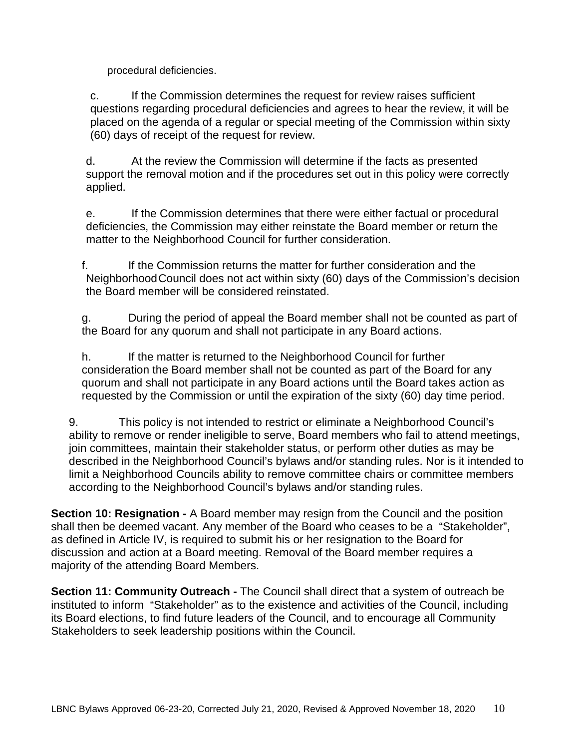procedural deficiencies.

c. If the Commission determines the request for review raises sufficient questions regarding procedural deficiencies and agrees to hear the review, it will be placed on the agenda of a regular or special meeting of the Commission within sixty (60) days of receipt of the request for review.

d. At the review the Commission will determine if the facts as presented support the removal motion and if the procedures set out in this policy were correctly applied.

e. If the Commission determines that there were either factual or procedural deficiencies, the Commission may either reinstate the Board member or return the matter to the Neighborhood Council for further consideration.

f. If the Commission returns the matter for further consideration and the Neighborhood Council does not act within sixty (60) days of the Commission's decision the Board member will be considered reinstated.

g. During the period of appeal the Board member shall not be counted as part of the Board for any quorum and shall not participate in any Board actions.

h. If the matter is returned to the Neighborhood Council for further consideration the Board member shall not be counted as part of the Board for any quorum and shall not participate in any Board actions until the Board takes action as requested by the Commission or until the expiration of the sixty (60) day time period.

9. This policy is not intended to restrict or eliminate a Neighborhood Council's ability to remove or render ineligible to serve, Board members who fail to attend meetings, join committees, maintain their stakeholder status, or perform other duties as may be described in the Neighborhood Council's bylaws and/or standing rules. Nor is it intended to limit a Neighborhood Councils ability to remove committee chairs or committee members according to the Neighborhood Council's bylaws and/or standing rules.

**Section 10: Resignation -** A Board member may resign from the Council and the position shall then be deemed vacant. Any member of the Board who ceases to be a "Stakeholder", as defined in Article IV, is required to submit his or her resignation to the Board for discussion and action at a Board meeting. Removal of the Board member requires a majority of the attending Board Members.

**Section 11: Community Outreach -** The Council shall direct that a system of outreach be instituted to inform "Stakeholder" as to the existence and activities of the Council, including its Board elections, to find future leaders of the Council, and to encourage all Community Stakeholders to seek leadership positions within the Council.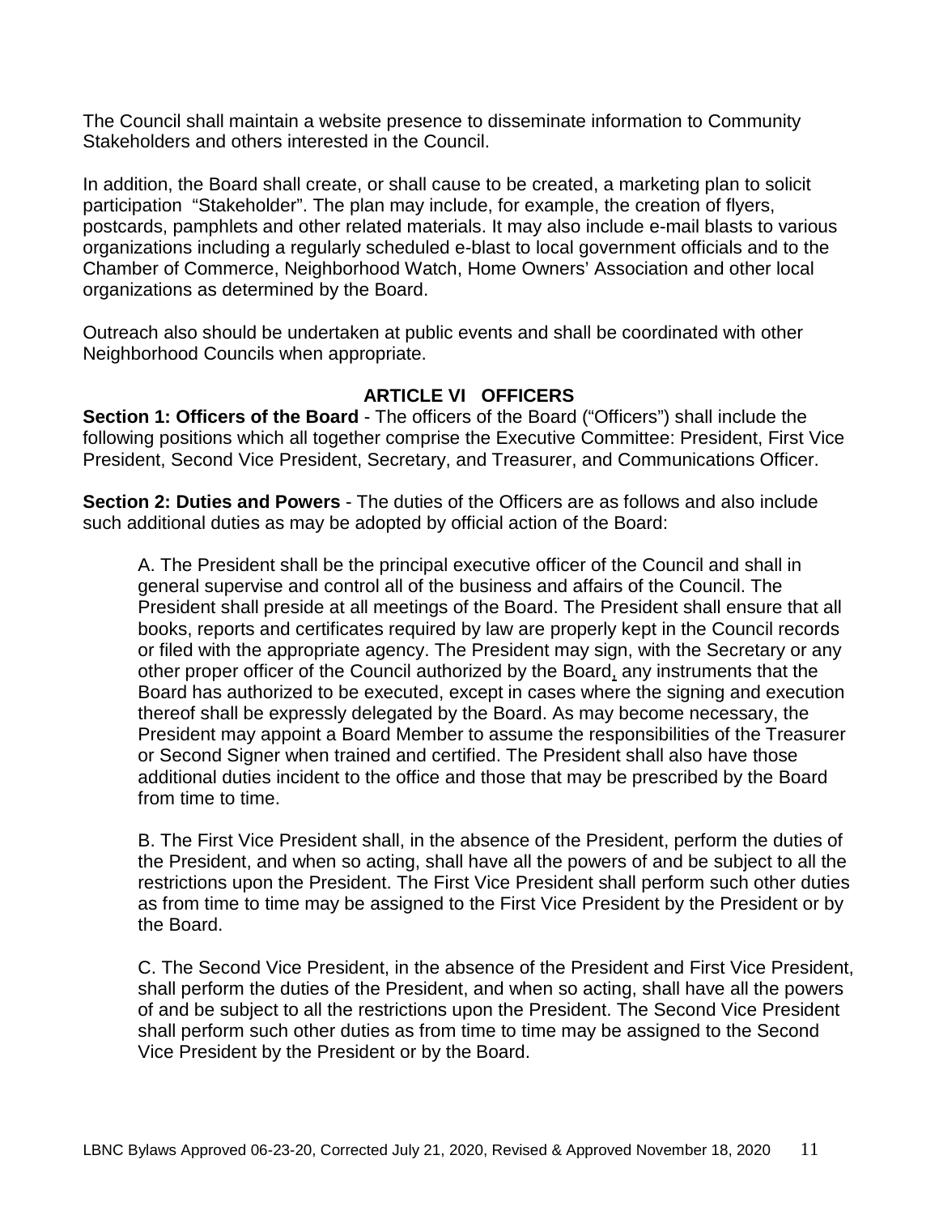The Council shall maintain a website presence to disseminate information to Community Stakeholders and others interested in the Council.

In addition, the Board shall create, or shall cause to be created, a marketing plan to solicit participation "Stakeholder". The plan may include, for example, the creation of flyers, postcards, pamphlets and other related materials. It may also include e-mail blasts to various organizations including a regularly scheduled e-blast to local government officials and to the Chamber of Commerce, Neighborhood Watch, Home Owners' Association and other local organizations as determined by the Board.

Outreach also should be undertaken at public events and shall be coordinated with other Neighborhood Councils when appropriate.

## ARTICLE VI OFFICERS

**Section 1: Officers of the Board** - The officers of the Board ("Officers") shall include the following positions which all together comprise the Executive Committee: President, First Vice President, Second Vice President, Secretary, and Treasurer, and Communications Officer.

**Section 2: Duties and Powers** - The duties of the Officers are as follows and also include such additional duties as may be adopted by official action of the Board:

A. The President shall be the principal executive officer of the Council and shall in general supervise and control all of the business and affairs of the Council. The President shall preside at all meetings of the Board. The President shall ensure that all books, reports and certificates required by law are properly kept in the Council records or filed with the appropriate agency. The President may sign, with the Secretary or any other proper officer of the Council authorized by the Board, any instruments that the Board has authorized to be executed, except in cases where the signing and execution thereof shall be expressly delegated by the Board. As may become necessary, the President may appoint a Board Member to assume the responsibilities of the Treasurer or Second Signer when trained and certified. The President shall also have those additional duties incident to the office and those that may be prescribed by the Board from time to time.

B. The First Vice President shall, in the absence of the President, perform the duties of the President, and when so acting, shall have all the powers of and be subject to all the restrictions upon the President. The First Vice President shall perform such other duties as from time to time may be assigned to the First Vice President by the President or by the Board.

C. The Second Vice President, in the absence of the President and First Vice President, shall perform the duties of the President, and when so acting, shall have all the powers of and be subject to all the restrictions upon the President. The Second Vice President shall perform such other duties as from time to time may be assigned to the Second Vice President by the President or by the Board.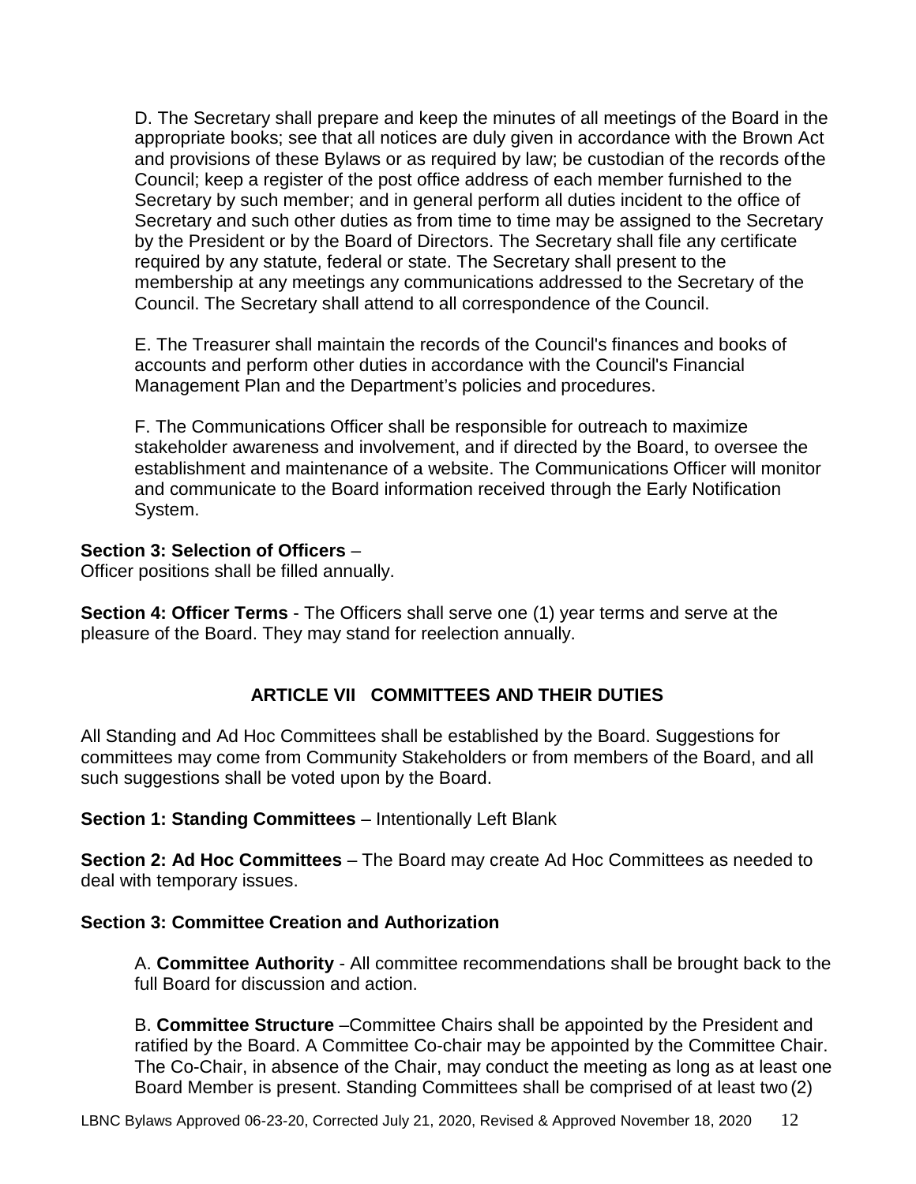D. The Secretary shall prepare and keep the minutes of all meetings of the Board in the appropriate books; see that all notices are duly given in accordance with the Brown Act and provisions of these Bylaws or as required by law; be custodian of the records of the Council; keep a register of the post office address of each member furnished to the Secretary by such member; and in general perform all duties incident to the office of Secretary and such other duties as from time to time may be assigned to the Secretary by the President or by the Board of Directors. The Secretary shall file any certificate required by any statute, federal or state. The Secretary shall present to the membership at any meetings any communications addressed to the Secretary of the Council. The Secretary shall attend to all correspondence of the Council.

E. The Treasurer shall maintain the records of the Council's finances and books of accounts and perform other duties in accordance with the Council's Financial Management Plan and the Department's policies and procedures.

F. The Communications Officer shall be responsible for outreach to maximize stakeholder awareness and involvement, and if directed by the Board, to oversee the establishment and maintenance of a website. The Communications Officer will monitor and communicate to the Board information received through the Early Notification System.

**Section 3: Selection of Officers** –
Officer positions shall be filled annually.

**Section 4: Officer Terms** - The Officers shall serve one (1) year terms and serve at the pleasure of the Board. They may stand for reelection annually.

## ARTICLE VII COMMITTEES AND THEIR DUTIES

All Standing and Ad Hoc Committees shall be established by the Board. Suggestions for committees may come from Community Stakeholders or from members of the Board, and all such suggestions shall be voted upon by the Board.

**Section 1: Standing Committees** – Intentionally Left Blank

**Section 2: Ad Hoc Committees** – The Board may create Ad Hoc Committees as needed to deal with temporary issues.

**Section 3: Committee Creation and Authorization**

A. **Committee Authority** - All committee recommendations shall be brought back to the full Board for discussion and action.

B. **Committee Structure** –Committee Chairs shall be appointed by the President and ratified by the Board. A Committee Co-chair may be appointed by the Committee Chair. The Co-Chair, in absence of the Chair, may conduct the meeting as long as at least one Board Member is present. Standing Committees shall be comprised of at least two (2)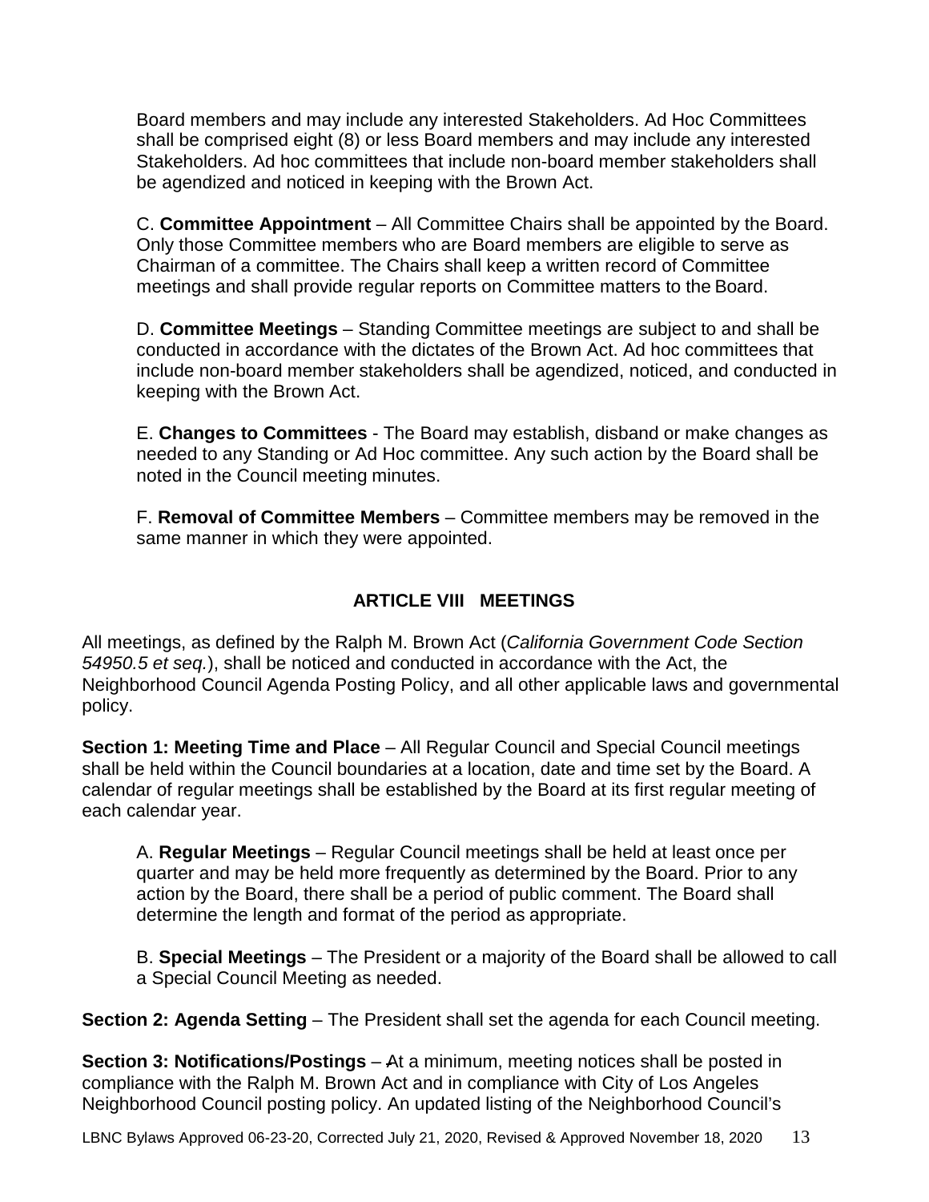Board members and may include any interested Stakeholders. Ad Hoc Committees shall be comprised eight (8) or less Board members and may include any interested Stakeholders. Ad hoc committees that include non-board member stakeholders shall be agendized and noticed in keeping with the Brown Act.

C. **Committee Appointment** – All Committee Chairs shall be appointed by the Board. Only those Committee members who are Board members are eligible to serve as Chairman of a committee. The Chairs shall keep a written record of Committee meetings and shall provide regular reports on Committee matters to the Board.

D. **Committee Meetings** – Standing Committee meetings are subject to and shall be conducted in accordance with the dictates of the Brown Act. Ad hoc committees that include non-board member stakeholders shall be agendized, noticed, and conducted in keeping with the Brown Act.

E. **Changes to Committees** - The Board may establish, disband or make changes as needed to any Standing or Ad Hoc committee. Any such action by the Board shall be noted in the Council meeting minutes.

F. **Removal of Committee Members** – Committee members may be removed in the same manner in which they were appointed.

## ARTICLE VIII MEETINGS

All meetings, as defined by the Ralph M. Brown Act (*California Government Code Section 54950.5 et seq.*), shall be noticed and conducted in accordance with the Act, the Neighborhood Council Agenda Posting Policy, and all other applicable laws and governmental policy.

**Section 1: Meeting Time and Place** – All Regular Council and Special Council meetings shall be held within the Council boundaries at a location, date and time set by the Board. A calendar of regular meetings shall be established by the Board at its first regular meeting of each calendar year.

A. **Regular Meetings** – Regular Council meetings shall be held at least once per quarter and may be held more frequently as determined by the Board. Prior to any action by the Board, there shall be a period of public comment. The Board shall determine the length and format of the period as appropriate.

B. **Special Meetings** – The President or a majority of the Board shall be allowed to call a Special Council Meeting as needed.

**Section 2: Agenda Setting** – The President shall set the agenda for each Council meeting.

**Section 3: Notifications/Postings** – At a minimum, meeting notices shall be posted in compliance with the Ralph M. Brown Act and in compliance with City of Los Angeles Neighborhood Council posting policy. An updated listing of the Neighborhood Council's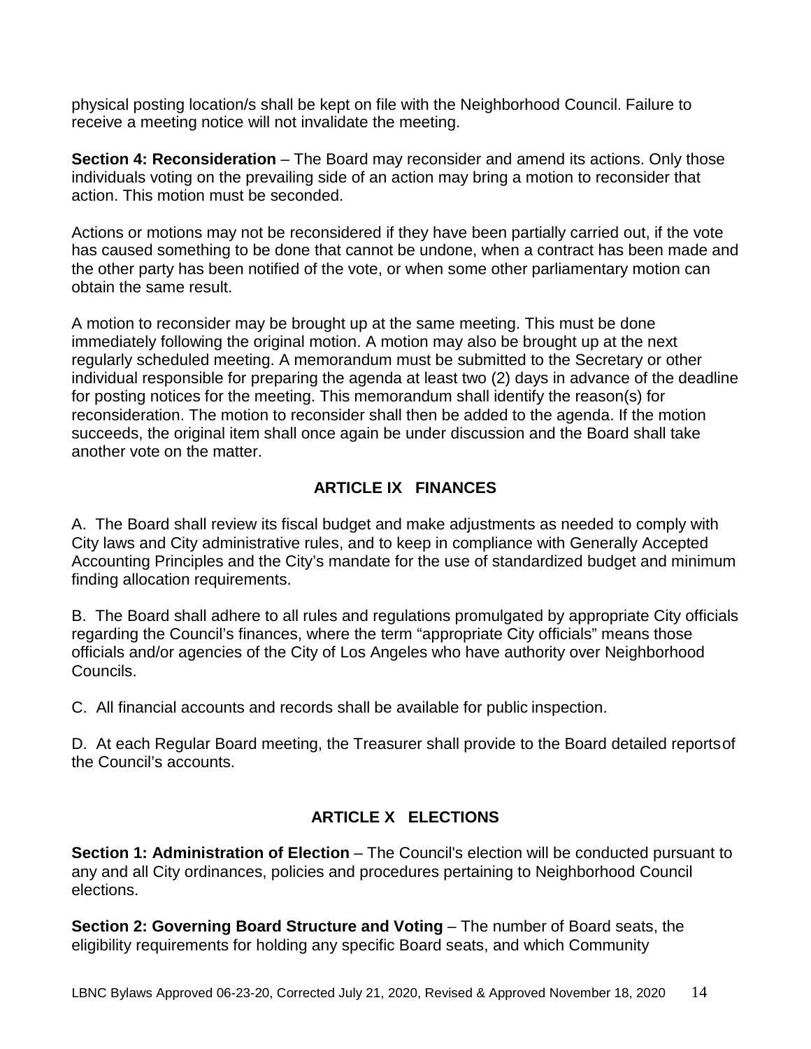physical posting location/s shall be kept on file with the Neighborhood Council. Failure to receive a meeting notice will not invalidate the meeting.

**Section 4: Reconsideration** – The Board may reconsider and amend its actions. Only those individuals voting on the prevailing side of an action may bring a motion to reconsider that action. This motion must be seconded.

Actions or motions may not be reconsidered if they have been partially carried out, if the vote has caused something to be done that cannot be undone, when a contract has been made and the other party has been notified of the vote, or when some other parliamentary motion can obtain the same result.

A motion to reconsider may be brought up at the same meeting. This must be done immediately following the original motion. A motion may also be brought up at the next regularly scheduled meeting. A memorandum must be submitted to the Secretary or other individual responsible for preparing the agenda at least two (2) days in advance of the deadline for posting notices for the meeting. This memorandum shall identify the reason(s) for reconsideration. The motion to reconsider shall then be added to the agenda. If the motion succeeds, the original item shall once again be under discussion and the Board shall take another vote on the matter.

## ARTICLE IX FINANCES

A. The Board shall review its fiscal budget and make adjustments as needed to comply with City laws and City administrative rules, and to keep in compliance with Generally Accepted Accounting Principles and the City's mandate for the use of standardized budget and minimum finding allocation requirements.

B. The Board shall adhere to all rules and regulations promulgated by appropriate City officials regarding the Council's finances, where the term "appropriate City officials" means those officials and/or agencies of the City of Los Angeles who have authority over Neighborhood Councils.

C. All financial accounts and records shall be available for public inspection.

D. At each Regular Board meeting, the Treasurer shall provide to the Board detailed reports of the Council's accounts.

## ARTICLE X ELECTIONS

**Section 1: Administration of Election** – The Council's election will be conducted pursuant to any and all City ordinances, policies and procedures pertaining to Neighborhood Council elections.

**Section 2: Governing Board Structure and Voting** – The number of Board seats, the eligibility requirements for holding any specific Board seats, and which Community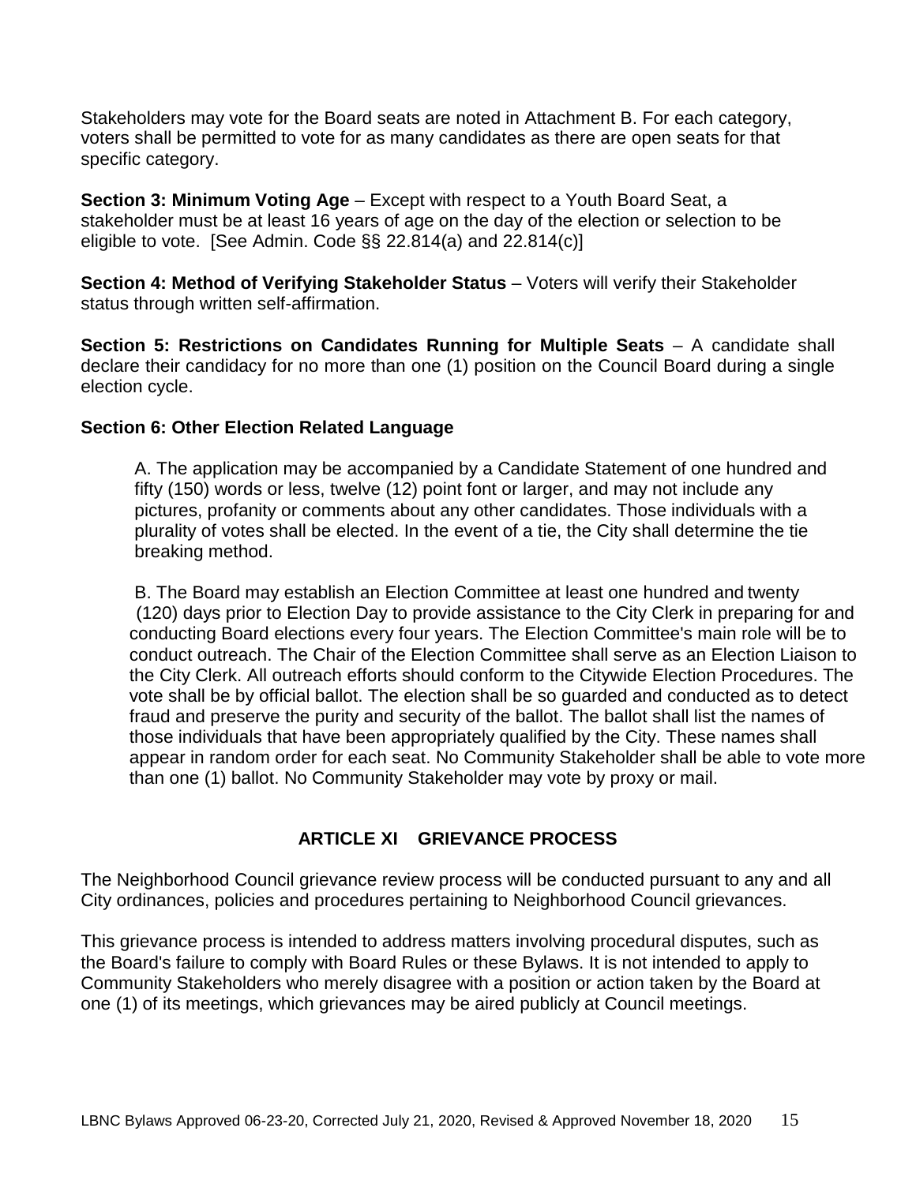Stakeholders may vote for the Board seats are noted in Attachment B. For each category, voters shall be permitted to vote for as many candidates as there are open seats for that specific category.

**Section 3: Minimum Voting Age** – Except with respect to a Youth Board Seat, a stakeholder must be at least 16 years of age on the day of the election or selection to be eligible to vote. [See Admin. Code §§ 22.814(a) and 22.814(c)]

**Section 4: Method of Verifying Stakeholder Status** – Voters will verify their Stakeholder status through written self-affirmation.

**Section 5: Restrictions on Candidates Running for Multiple Seats** – A candidate shall declare their candidacy for no more than one (1) position on the Council Board during a single election cycle.

**Section 6: Other Election Related Language**

A. The application may be accompanied by a Candidate Statement of one hundred and fifty (150) words or less, twelve (12) point font or larger, and may not include any pictures, profanity or comments about any other candidates. Those individuals with a plurality of votes shall be elected. In the event of a tie, the City shall determine the tie breaking method.

B. The Board may establish an Election Committee at least one hundred and twenty (120) days prior to Election Day to provide assistance to the City Clerk in preparing for and conducting Board elections every four years. The Election Committee's main role will be to conduct outreach. The Chair of the Election Committee shall serve as an Election Liaison to the City Clerk. All outreach efforts should conform to the Citywide Election Procedures. The vote shall be by official ballot. The election shall be so guarded and conducted as to detect fraud and preserve the purity and security of the ballot. The ballot shall list the names of those individuals that have been appropriately qualified by the City. These names shall appear in random order for each seat. No Community Stakeholder shall be able to vote more than one (1) ballot. No Community Stakeholder may vote by proxy or mail.

## ARTICLE XI GRIEVANCE PROCESS

The Neighborhood Council grievance review process will be conducted pursuant to any and all City ordinances, policies and procedures pertaining to Neighborhood Council grievances.

This grievance process is intended to address matters involving procedural disputes, such as the Board's failure to comply with Board Rules or these Bylaws. It is not intended to apply to Community Stakeholders who merely disagree with a position or action taken by the Board at one (1) of its meetings, which grievances may be aired publicly at Council meetings.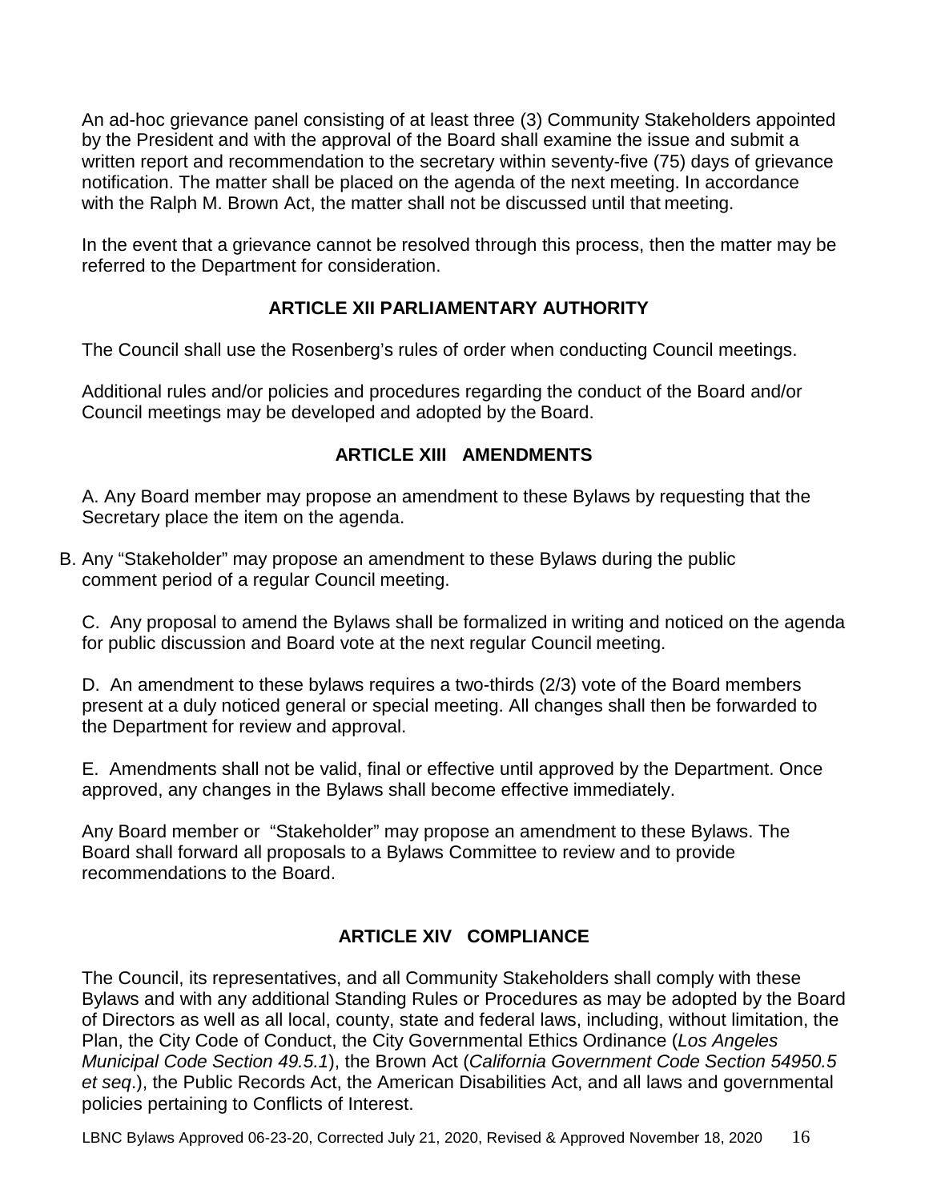An ad-hoc grievance panel consisting of at least three (3) Community Stakeholders appointed by the President and with the approval of the Board shall examine the issue and submit a written report and recommendation to the secretary within seventy-five (75) days of grievance notification. The matter shall be placed on the agenda of the next meeting. In accordance with the Ralph M. Brown Act, the matter shall not be discussed until that meeting.

In the event that a grievance cannot be resolved through this process, then the matter may be referred to the Department for consideration.

## ARTICLE XII PARLIAMENTARY AUTHORITY

The Council shall use the Rosenberg's rules of order when conducting Council meetings.

Additional rules and/or policies and procedures regarding the conduct of the Board and/or Council meetings may be developed and adopted by the Board.

## ARTICLE XIII AMENDMENTS

A. Any Board member may propose an amendment to these Bylaws by requesting that the Secretary place the item on the agenda.

B. Any "Stakeholder" may propose an amendment to these Bylaws during the public comment period of a regular Council meeting.

C. Any proposal to amend the Bylaws shall be formalized in writing and noticed on the agenda for public discussion and Board vote at the next regular Council meeting.

D. An amendment to these bylaws requires a two-thirds (2/3) vote of the Board members present at a duly noticed general or special meeting. All changes shall then be forwarded to the Department for review and approval.

E. Amendments shall not be valid, final or effective until approved by the Department. Once approved, any changes in the Bylaws shall become effective immediately.

Any Board member or "Stakeholder" may propose an amendment to these Bylaws. The Board shall forward all proposals to a Bylaws Committee to review and to provide recommendations to the Board.

## ARTICLE XIV COMPLIANCE

The Council, its representatives, and all Community Stakeholders shall comply with these Bylaws and with any additional Standing Rules or Procedures as may be adopted by the Board of Directors as well as all local, county, state and federal laws, including, without limitation, the Plan, the City Code of Conduct, the City Governmental Ethics Ordinance (*Los Angeles Municipal Code Section 49.5.1*), the Brown Act (*California Government Code Section 54950.5 et seq*.), the Public Records Act, the American Disabilities Act, and all laws and governmental policies pertaining to Conflicts of Interest.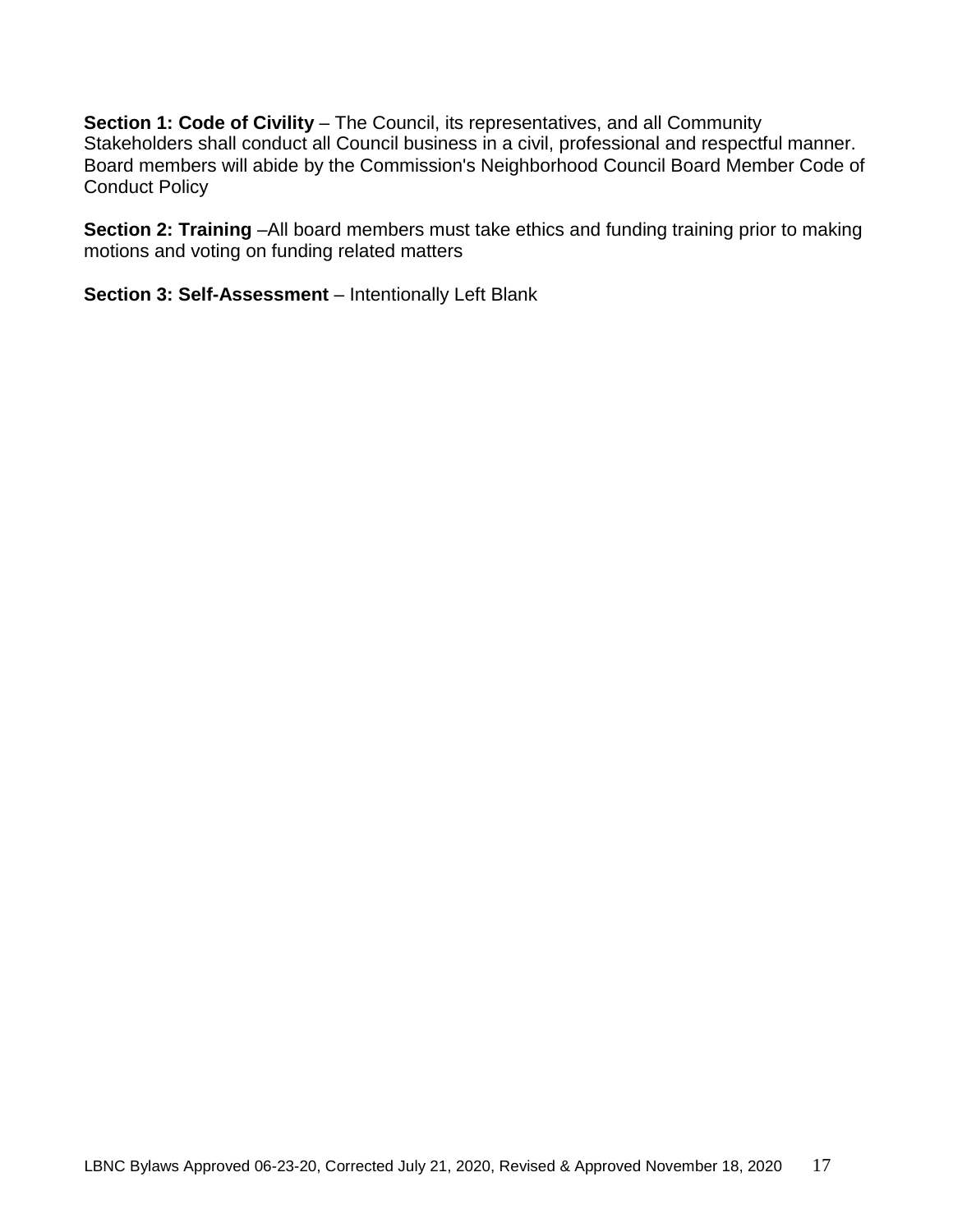**Section 1: Code of Civility** – The Council, its representatives, and all Community Stakeholders shall conduct all Council business in a civil, professional and respectful manner. Board members will abide by the Commission's Neighborhood Council Board Member Code of Conduct Policy

**Section 2: Training** –All board members must take ethics and funding training prior to making motions and voting on funding related matters

**Section 3: Self-Assessment** – Intentionally Left Blank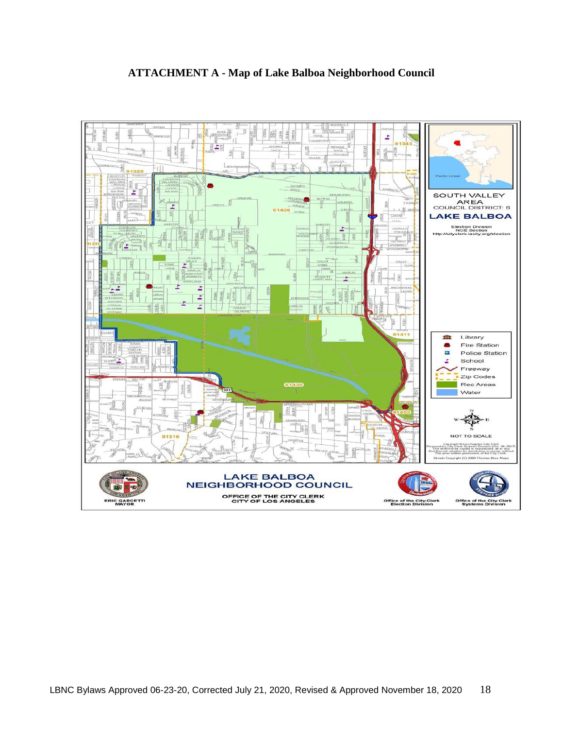## ATTACHMENT A - Map of Lake Balboa Neighborhood Council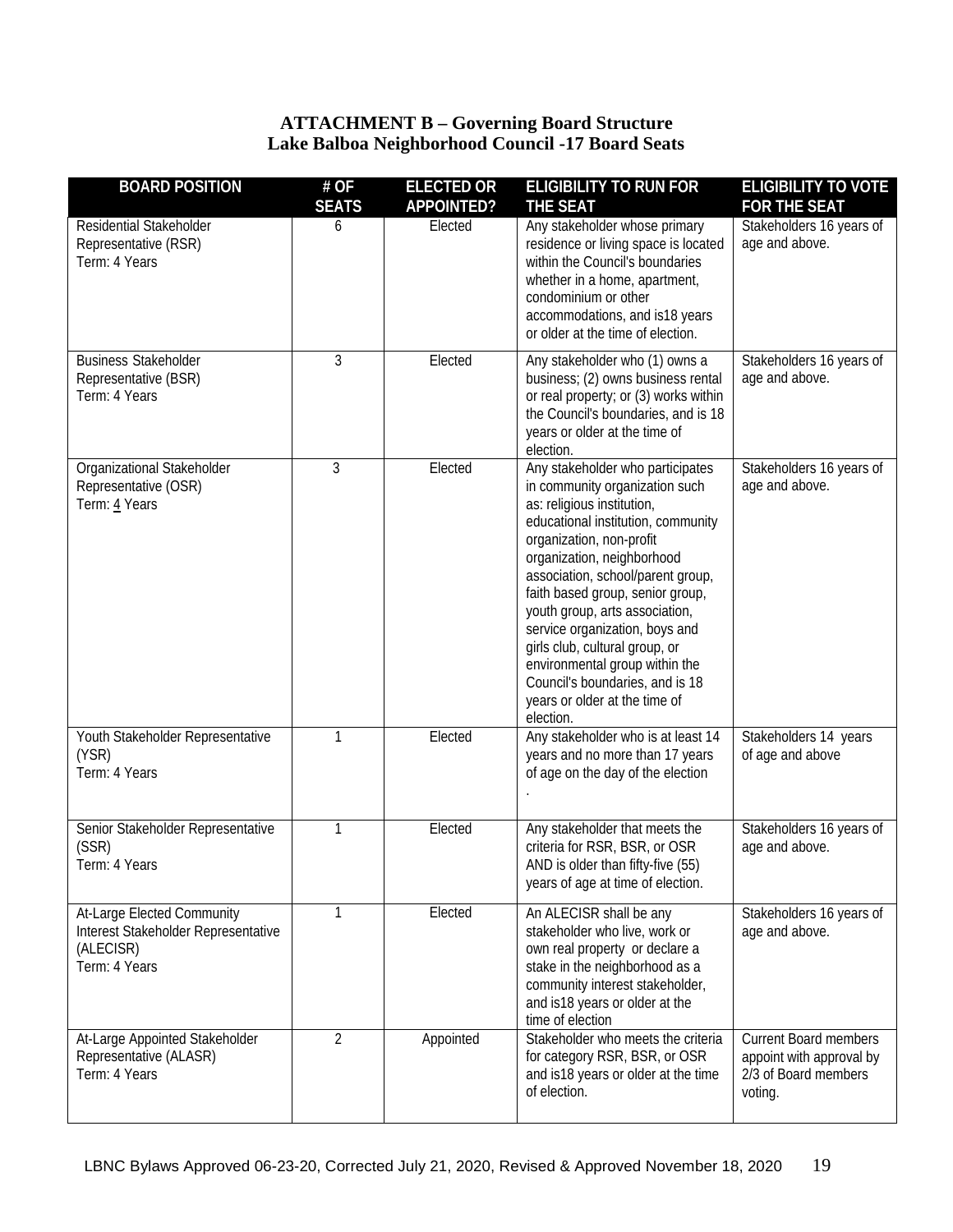**ATTACHMENT B – Governing Board Structure**
**Lake Balboa Neighborhood Council -17 Board Seats**

| BOARD POSITION | # OF SEATS | ELECTED OR APPOINTED? | ELIGIBILITY TO RUN FOR THE SEAT | ELIGIBILITY TO VOTE FOR THE SEAT |
|---|---|---|---|---|
| Residential Stakeholder Representative (RSR) Term: 4 Years | 6 | Elected | Any stakeholder whose primary residence or living space is located within the Council's boundaries whether in a home, apartment, condominium or other accommodations, and is18 years or older at the time of election. | Stakeholders 16 years of age and above. |
| Business Stakeholder Representative (BSR) Term: 4 Years | 3 | Elected | Any stakeholder who (1) owns a business; (2) owns business rental or real property; or (3) works within the Council's boundaries, and is 18 years or older at the time of election. | Stakeholders 16 years of age and above. |
| Organizational Stakeholder Representative (OSR) Term: 4 Years | 3 | Elected | Any stakeholder who participates in community organization such as: religious institution, educational institution, community organization, non-profit organization, neighborhood association, school/parent group, faith based group, senior group, youth group, arts association, service organization, boys and girls club, cultural group, or environmental group within the Council's boundaries, and is 18 years or older at the time of election. | Stakeholders 16 years of age and above. |
| Youth Stakeholder Representative (YSR) Term: 4 Years | 1 | Elected | Any stakeholder who is at least 14 years and no more than 17 years of age on the day of the election . | Stakeholders 14 years of age and above |
| Senior Stakeholder Representative (SSR) Term: 4 Years | 1 | Elected | Any stakeholder that meets the criteria for RSR, BSR, or OSR AND is older than fifty-five (55) years of age at time of election. | Stakeholders 16 years of age and above. |
| At-Large Elected Community Interest Stakeholder Representative (ALECISR) Term: 4 Years | 1 | Elected | An ALECISR shall be any stakeholder who live, work or own real property or declare a stake in the neighborhood as a community interest stakeholder, and is18 years or older at the time of election | Stakeholders 16 years of age and above. |
| At-Large Appointed Stakeholder Representative (ALASR) Term: 4 Years | 2 | Appointed | Stakeholder who meets the criteria for category RSR, BSR, or OSR and is18 years or older at the time of election. | Current Board members appoint with approval by 2/3 of Board members voting. |

LBNC Bylaws Approved 06-23-20, Corrected July 21, 2020, Revised & Approved November 18, 2020